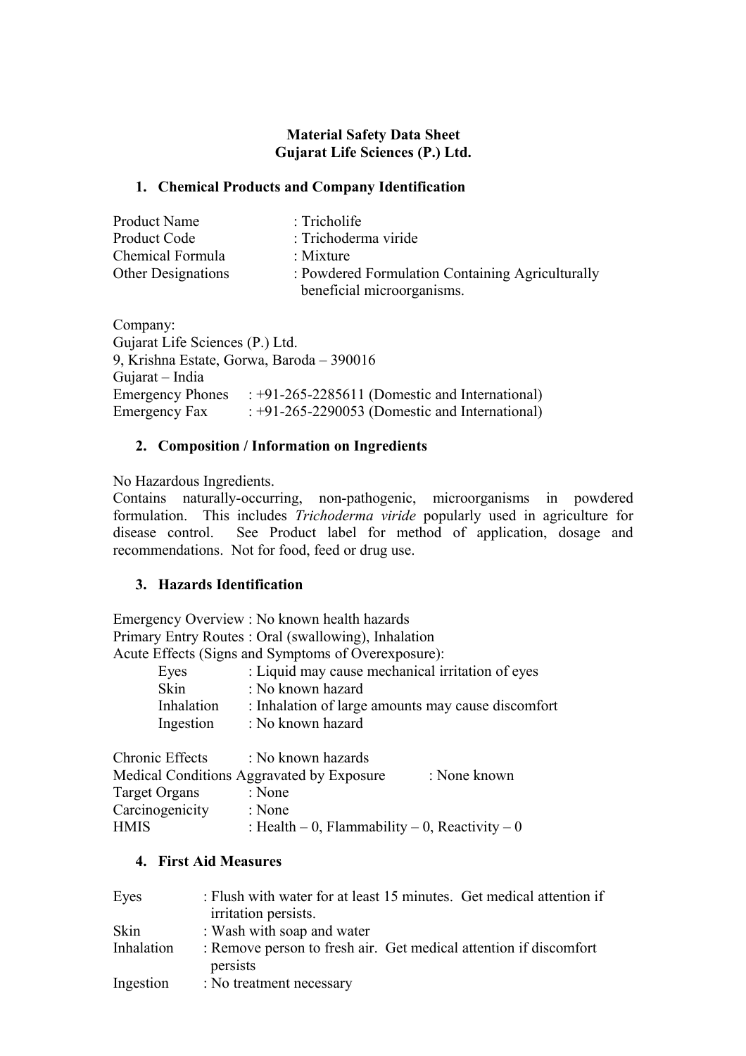**Material Safety Data Sheet**
**Gujarat Life Sciences (P.) Ltd.**

## 1. Chemical Products and Company Identification

Product Name : Tricholife
Product Code : Trichoderma viride
Chemical Formula : Mixture
Other Designations : Powdered Formulation Containing Agriculturally beneficial microorganisms.

Company:
Gujarat Life Sciences (P.) Ltd.
9, Krishna Estate, Gorwa, Baroda – 390016
Gujarat – India
Emergency Phones : +91-265-2285611 (Domestic and International)
Emergency Fax : +91-265-2290053 (Domestic and International)

## 2. Composition / Information on Ingredients

No Hazardous Ingredients.
Contains naturally-occurring, non-pathogenic, microorganisms in powdered formulation. This includes *Trichoderma viride* popularly used in agriculture for disease control. See Product label for method of application, dosage and recommendations. Not for food, feed or drug use.

## 3. Hazards Identification

Emergency Overview : No known health hazards
Primary Entry Routes : Oral (swallowing), Inhalation
Acute Effects (Signs and Symptoms of Overexposure):

- Eyes : Liquid may cause mechanical irritation of eyes
- Skin : No known hazard
- Inhalation : Inhalation of large amounts may cause discomfort
- Ingestion : No known hazard

Chronic Effects : No known hazards
Medical Conditions Aggravated by Exposure : None known
Target Organs : None
Carcinogenicity : None
HMIS : Health – 0, Flammability – 0, Reactivity – 0

## 4. First Aid Measures

Eyes : Flush with water for at least 15 minutes. Get medical attention if irritation persists.
Skin : Wash with soap and water
Inhalation : Remove person to fresh air. Get medical attention if discomfort persists
Ingestion : No treatment necessary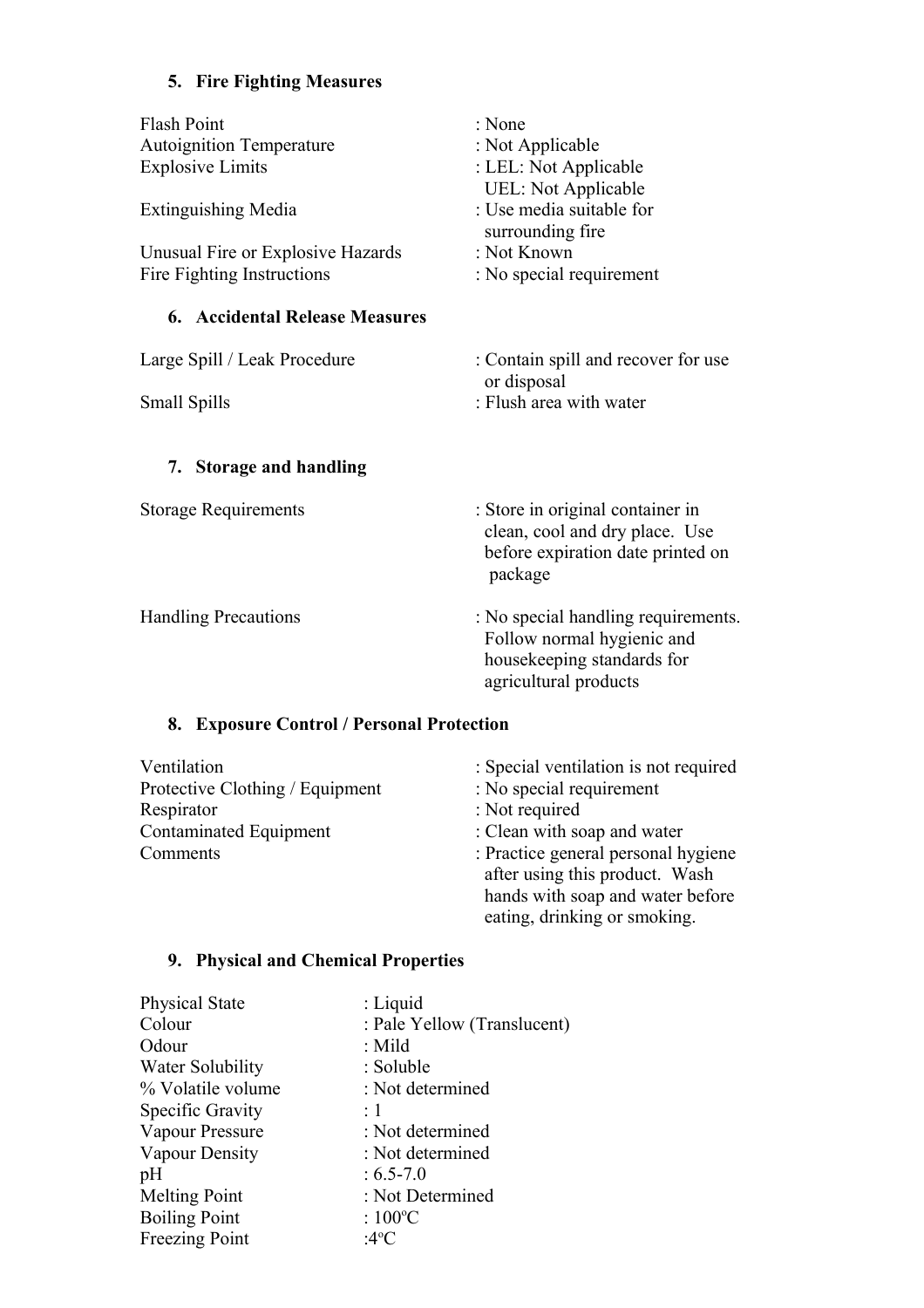## 5. Fire Fighting Measures

| | |
|---|---|
| Flash Point | : None |
| Autoignition Temperature | : Not Applicable |
| Explosive Limits | : LEL: Not Applicable<br>UEL: Not Applicable |
| Extinguishing Media | : Use media suitable for surrounding fire |
| Unusual Fire or Explosive Hazards | : Not Known |
| Fire Fighting Instructions | : No special requirement |

## 6. Accidental Release Measures

| | |
|---|---|
| Large Spill / Leak Procedure | : Contain spill and recover for use or disposal |
| Small Spills | : Flush area with water |

## 7. Storage and handling

| | |
|---|---|
| Storage Requirements | : Store in original container in clean, cool and dry place. Use before expiration date printed on package |
| Handling Precautions | : No special handling requirements. Follow normal hygienic and housekeeping standards for agricultural products |

## 8. Exposure Control / Personal Protection

| | |
|---|---|
| Ventilation | : Special ventilation is not required |
| Protective Clothing / Equipment | : No special requirement |
| Respirator | : Not required |
| Contaminated Equipment | : Clean with soap and water |
| Comments | : Practice general personal hygiene after using this product. Wash hands with soap and water before eating, drinking or smoking. |

## 9. Physical and Chemical Properties

| | |
|---|---|
| Physical State | : Liquid |
| Colour | : Pale Yellow (Translucent) |
| Odour | : Mild |
| Water Solubility | : Soluble |
| % Volatile volume | : Not determined |
| Specific Gravity | : 1 |
| Vapour Pressure | : Not determined |
| Vapour Density | : Not determined |
| pH | : 6.5-7.0 |
| Melting Point | : Not Determined |
| Boiling Point | : 100$^{o}$C |
| Freezing Point | :4$^{o}$C |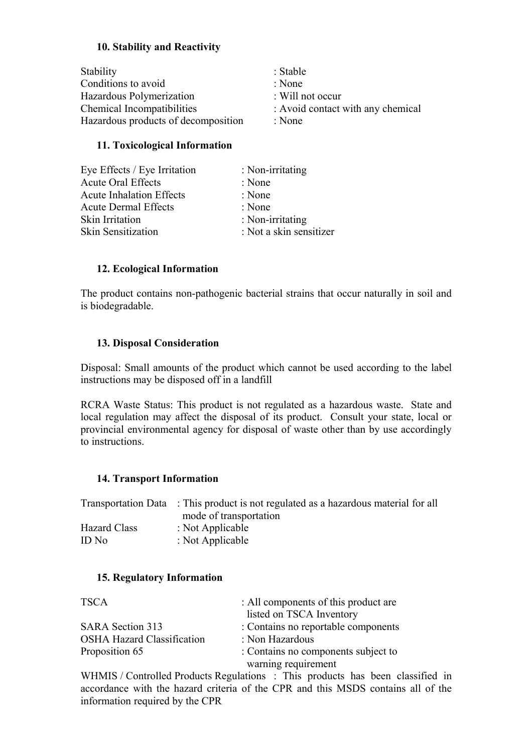### 10. Stability and Reactivity

| | |
|---|---|
| Stability | : Stable |
| Conditions to avoid | : None |
| Hazardous Polymerization | : Will not occur |
| Chemical Incompatibilities | : Avoid contact with any chemical |
| Hazardous products of decomposition | : None |

### 11. Toxicological Information

| | |
|---|---|
| Eye Effects / Eye Irritation | : Non-irritating |
| Acute Oral Effects | : None |
| Acute Inhalation Effects | : None |
| Acute Dermal Effects | : None |
| Skin Irritation | : Non-irritating |
| Skin Sensitization | : Not a skin sensitizer |

### 12. Ecological Information

The product contains non-pathogenic bacterial strains that occur naturally in soil and is biodegradable.

### 13. Disposal Consideration

Disposal: Small amounts of the product which cannot be used according to the label instructions may be disposed off in a landfill

RCRA Waste Status: This product is not regulated as a hazardous waste. State and local regulation may affect the disposal of its product. Consult your state, local or provincial environmental agency for disposal of waste other than by use accordingly to instructions.

### 14. Transport Information

| | |
|---|---|
| Transportation Data | : This product is not regulated as a hazardous material for all mode of transportation |
| Hazard Class | : Not Applicable |
| ID No | : Not Applicable |

### 15. Regulatory Information

| | |
|---|---|
| TSCA | : All components of this product are listed on TSCA Inventory |
| SARA Section 313 | : Contains no reportable components |
| OSHA Hazard Classification | : Non Hazardous |
| Proposition 65 | : Contains no components subject to warning requirement |

WHMIS / Controlled Products Regulations : This products has been classified in accordance with the hazard criteria of the CPR and this MSDS contains all of the information required by the CPR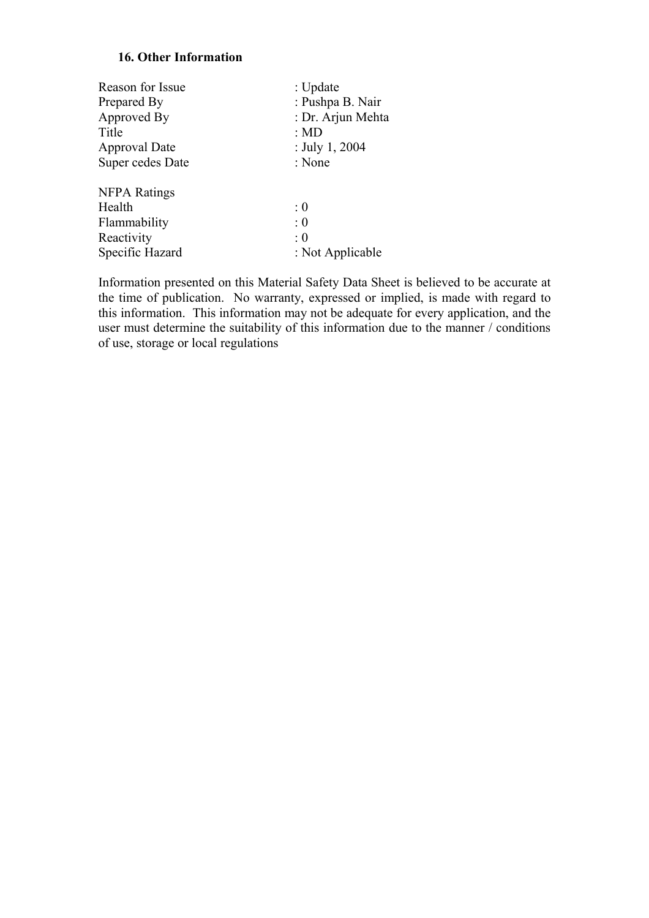## 16. Other Information

| | |
|---|---|
| Reason for Issue | : Update |
| Prepared By | : Pushpa B. Nair |
| Approved By | : Dr. Arjun Mehta |
| Title | : MD |
| Approval Date | : July 1, 2004 |
| Super cedes Date | : None |

| | |
|---|---|
| NFPA Ratings | |
| Health | : 0 |
| Flammability | : 0 |
| Reactivity | : 0 |
| Specific Hazard | : Not Applicable |

Information presented on this Material Safety Data Sheet is believed to be accurate at the time of publication. No warranty, expressed or implied, is made with regard to this information. This information may not be adequate for every application, and the user must determine the suitability of this information due to the manner / conditions of use, storage or local regulations